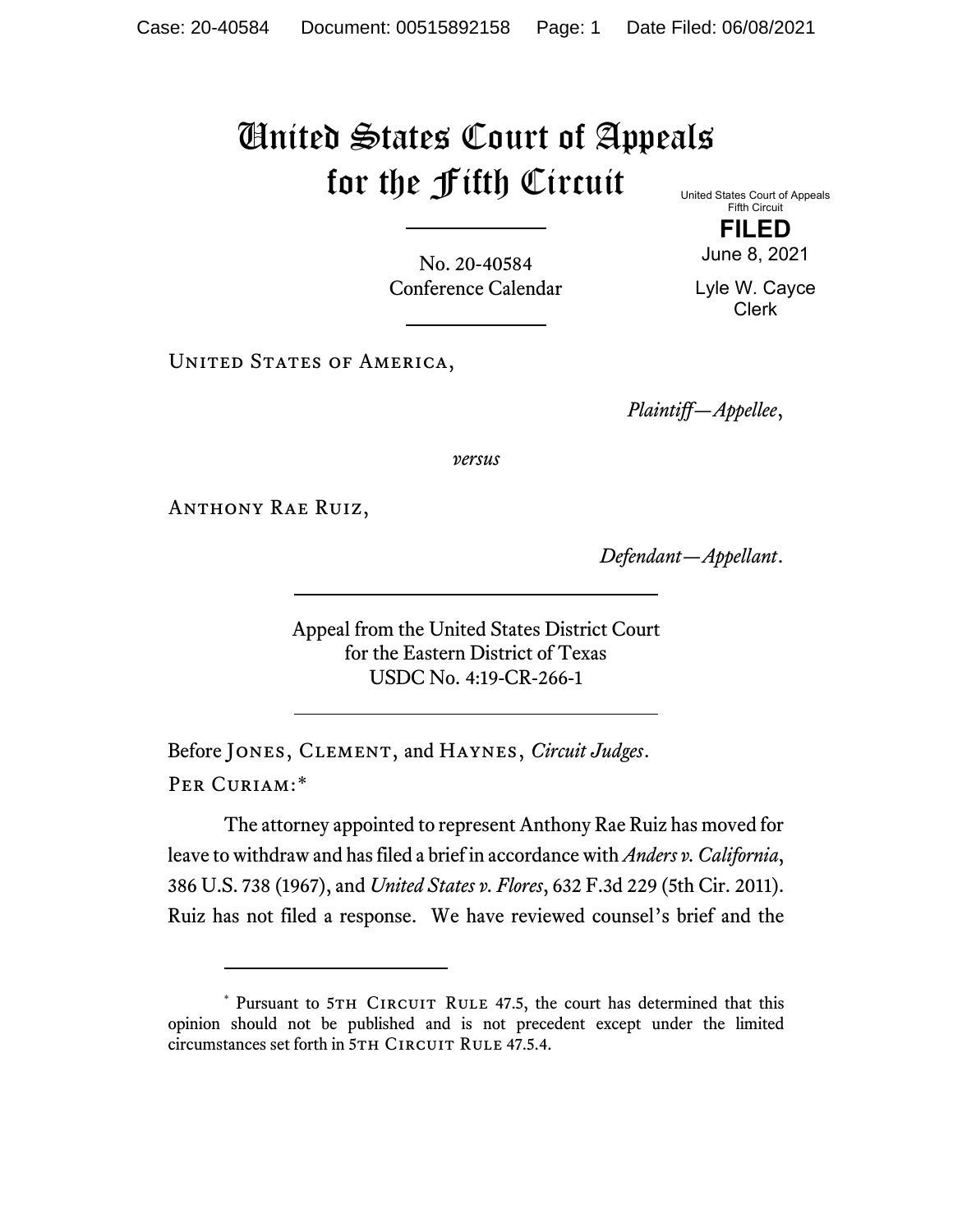# United States Court of Appeals for the Fifth Circuit

United States Court of Appeals
Fifth Circuit

**FILED**

June 8, 2021

Lyle W. Cayce
Clerk

No. 20-40584
Conference Calendar

United States of America,

*Plaintiff—Appellee*,

*versus*

Anthony Rae Ruiz,

*Defendant—Appellant*.

Appeal from the United States District Court
for the Eastern District of Texas
USDC No. 4:19-CR-266-1

Before Jones, Clement, and Haynes, *Circuit Judges*.

Per Curiam:*

The attorney appointed to represent Anthony Rae Ruiz has moved for leave to withdraw and has filed a brief in accordance with *Anders v. California*, 386 U.S. 738 (1967), and *United States v. Flores*, 632 F.3d 229 (5th Cir. 2011). Ruiz has not filed a response. We have reviewed counsel's brief and the

\* Pursuant to 5th Circuit Rule 47.5, the court has determined that this opinion should not be published and is not precedent except under the limited circumstances set forth in 5th Circuit Rule 47.5.4.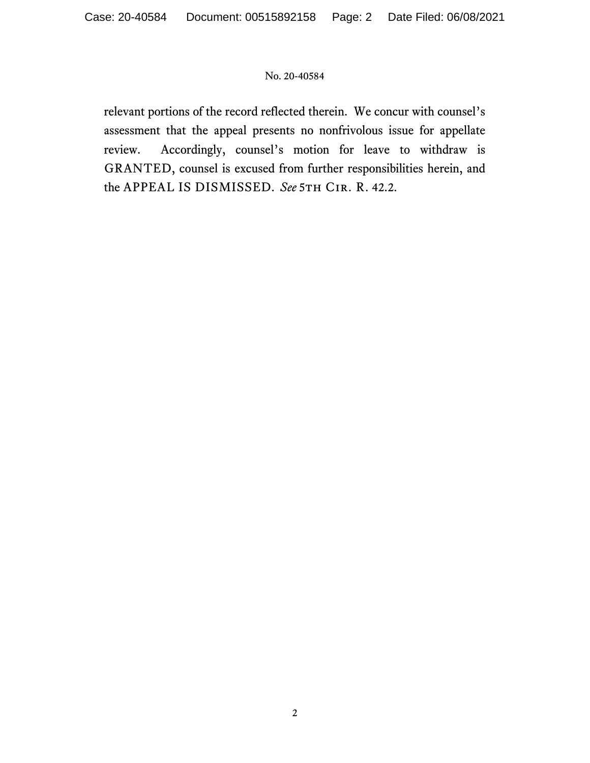relevant portions of the record reflected therein. We concur with counsel's assessment that the appeal presents no nonfrivolous issue for appellate review. Accordingly, counsel's motion for leave to withdraw is GRANTED, counsel is excused from further responsibilities herein, and the APPEAL IS DISMISSED. *See* 5TH CIR. R. 42.2.